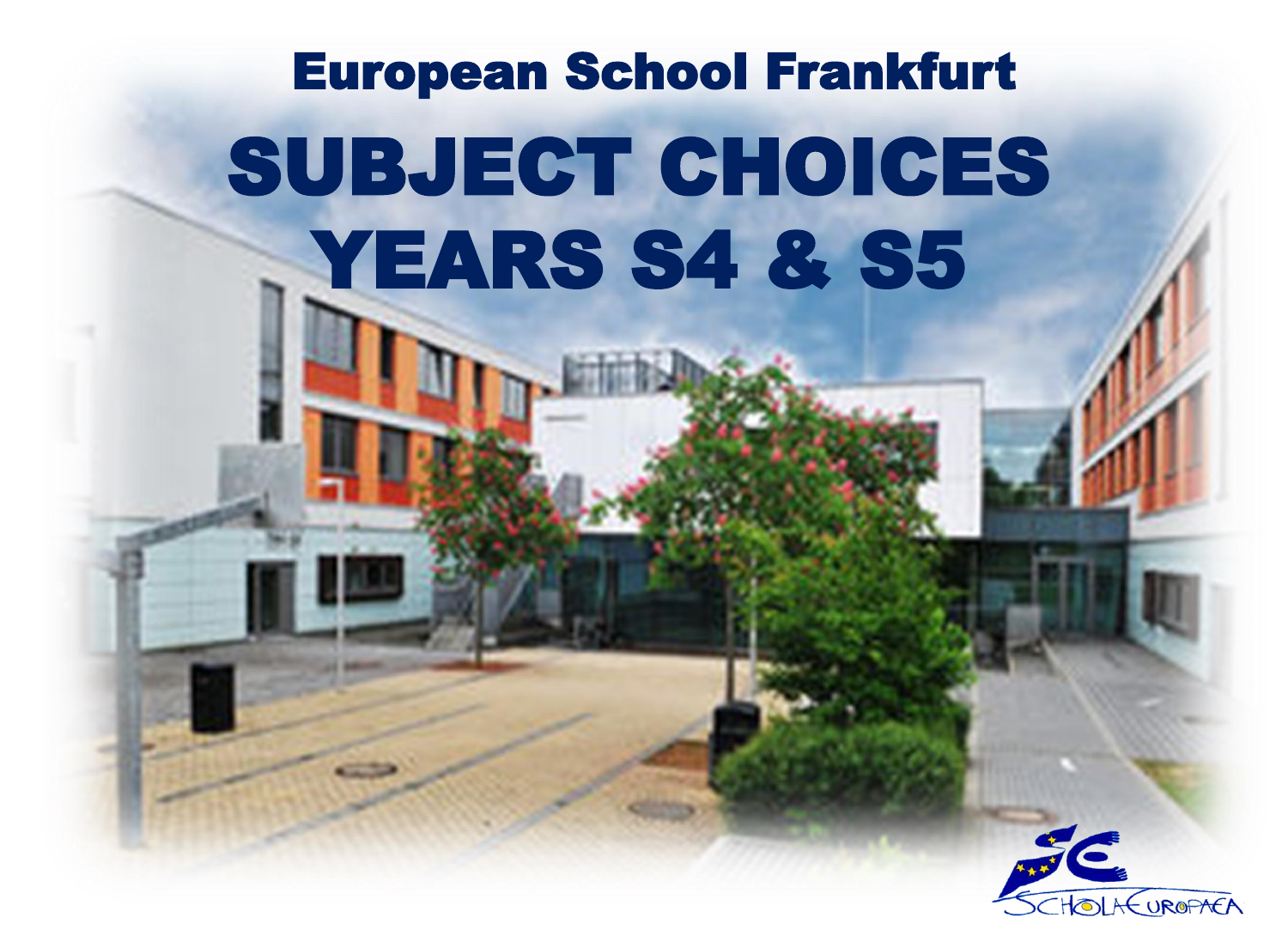# European School Frankfurt

# SUBJECT CHOICES YEARS S4 & S5

SCHOLA EUROPAEA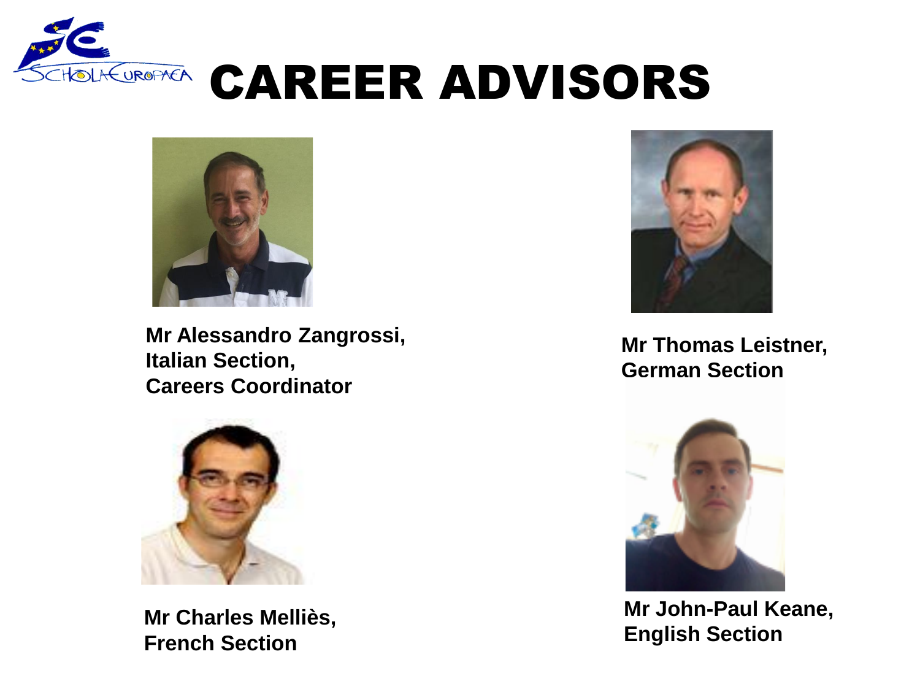# CAREER ADVISORS

**Mr Alessandro Zangrossi,**
**Italian Section,**
**Careers Coordinator**

**Mr Thomas Leistner,**
**German Section**

**Mr Charles Melliès,**
**French Section**

**Mr John-Paul Keane,**
**English Section**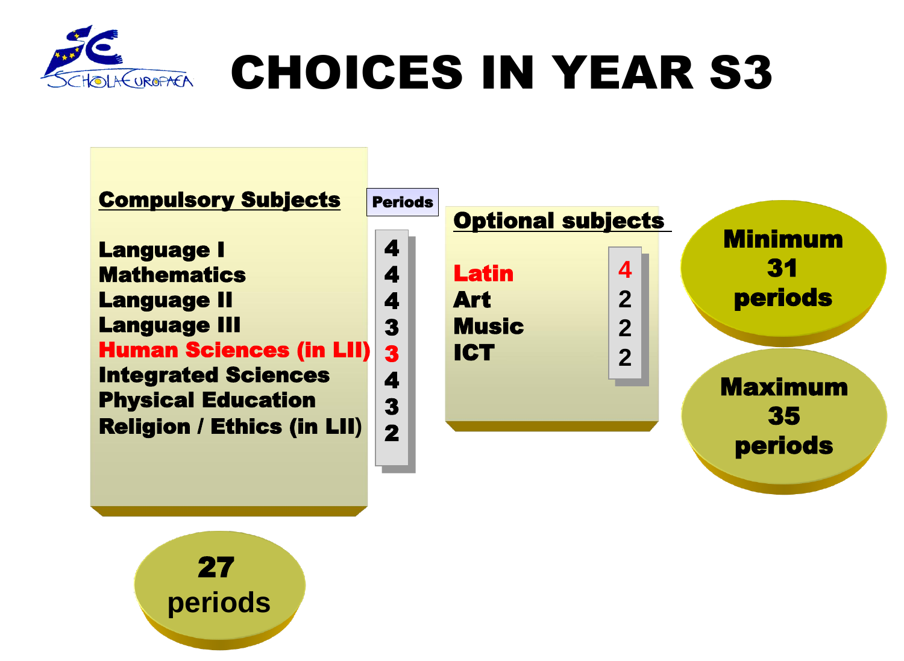# CHOICES IN YEAR S3

| Compulsory Subjects | Periods |
| --- | --- |
| Language I | 4 |
| Mathematics | 4 |
| Language II | 4 |
| Language III | 3 |
| Human Sciences (in LII) | 3 |
| Integrated Sciences | 4 |
| Physical Education | 3 |
| Religion / Ethics (in LII) | 2 |

**27 periods**

| Optional subjects | Periods |
| --- | --- |
| Latin | 4 |
| Art | 2 |
| Music | 2 |
| ICT | 2 |

**Minimum 31 periods**

**Maximum 35 periods**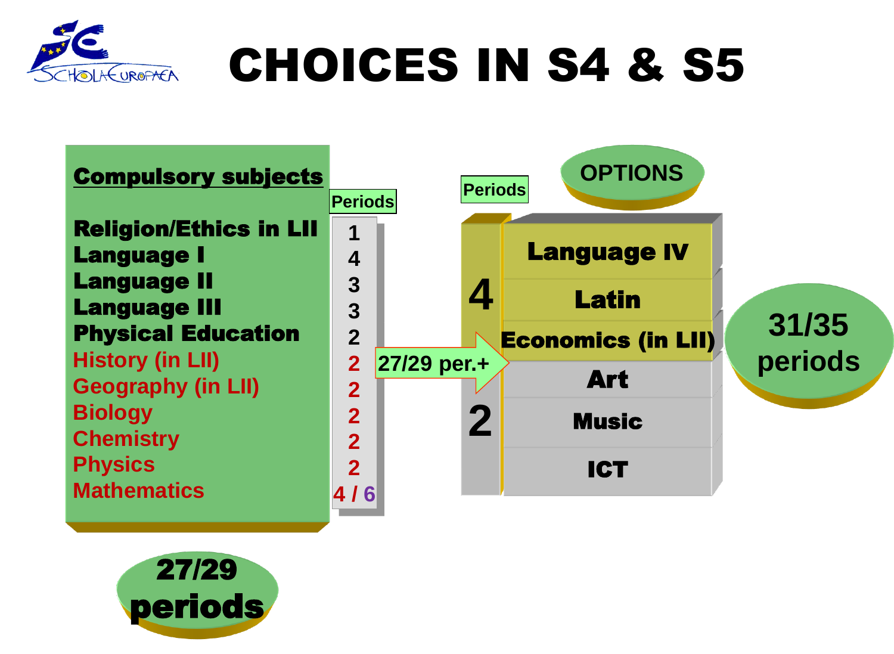# CHOICES IN S4 & S5

## Compulsory subjects

| Compulsory subjects | Periods |
|---|---|
| Religion/Ethics in LII | 1 |
| Language I | 4 |
| Language II | 3 |
| Language III | 3 |
| Physical Education | 2 |
| History (in LII) | 2 |
| Geography (in LII) | 2 |
| Biology | 2 |
| Chemistry | 2 |
| Physics | 2 |
| Mathematics | 4 / 6 |

**27/29 periods**

27/29 per.+

## OPTIONS

| Periods | Options |
|---|---|
| 4 | Language IV |
| | Latin |
| | Economics (in LII) |
| 2 | Art |
| | Music |
| | ICT |

**31/35 periods**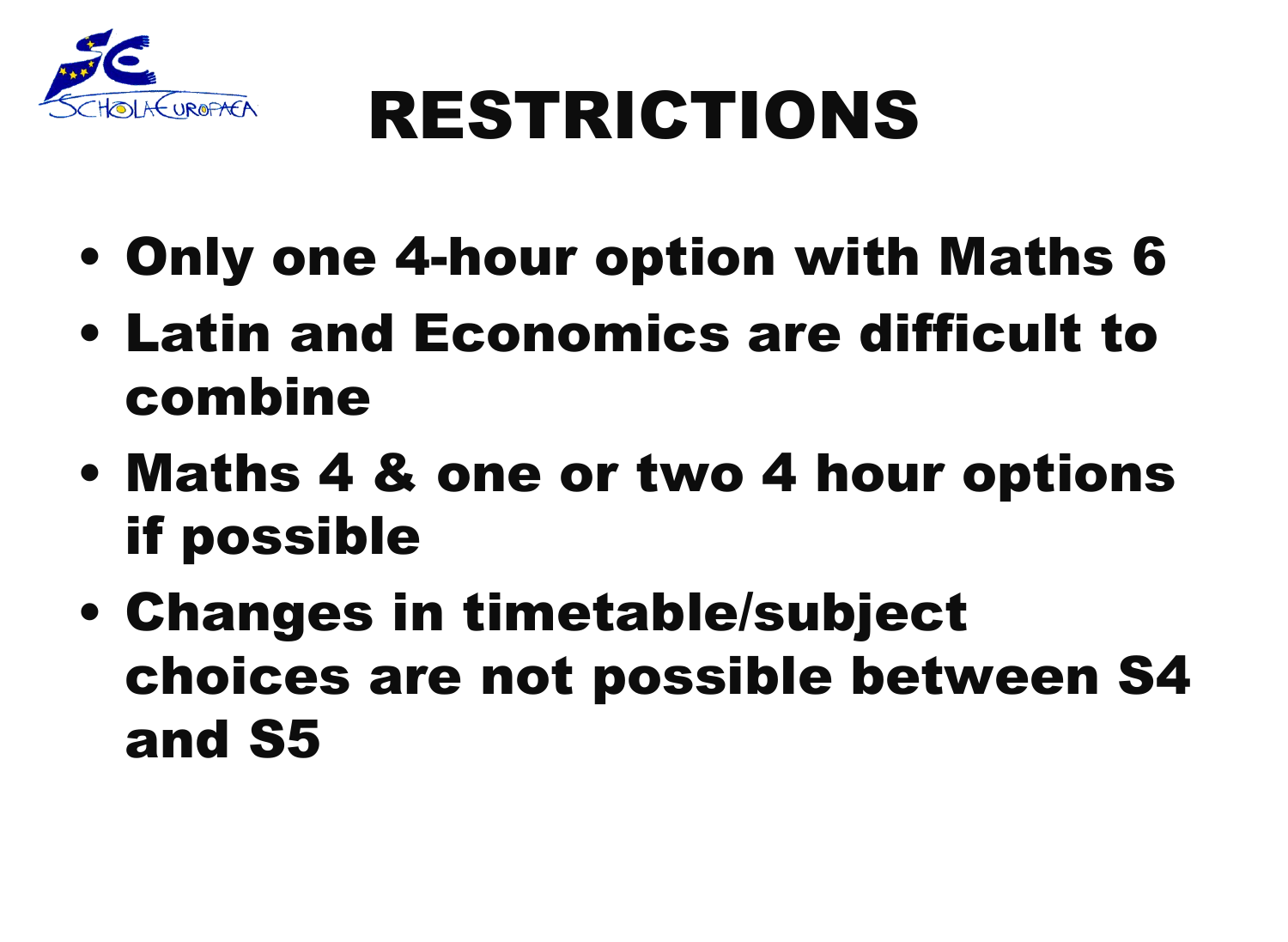# RESTRICTIONS

- **Only one 4-hour option with Maths 6**
- **Latin and Economics are difficult to combine**
- **Maths 4 & one or two 4 hour options if possible**
- **Changes in timetable/subject choices are not possible between S4 and S5**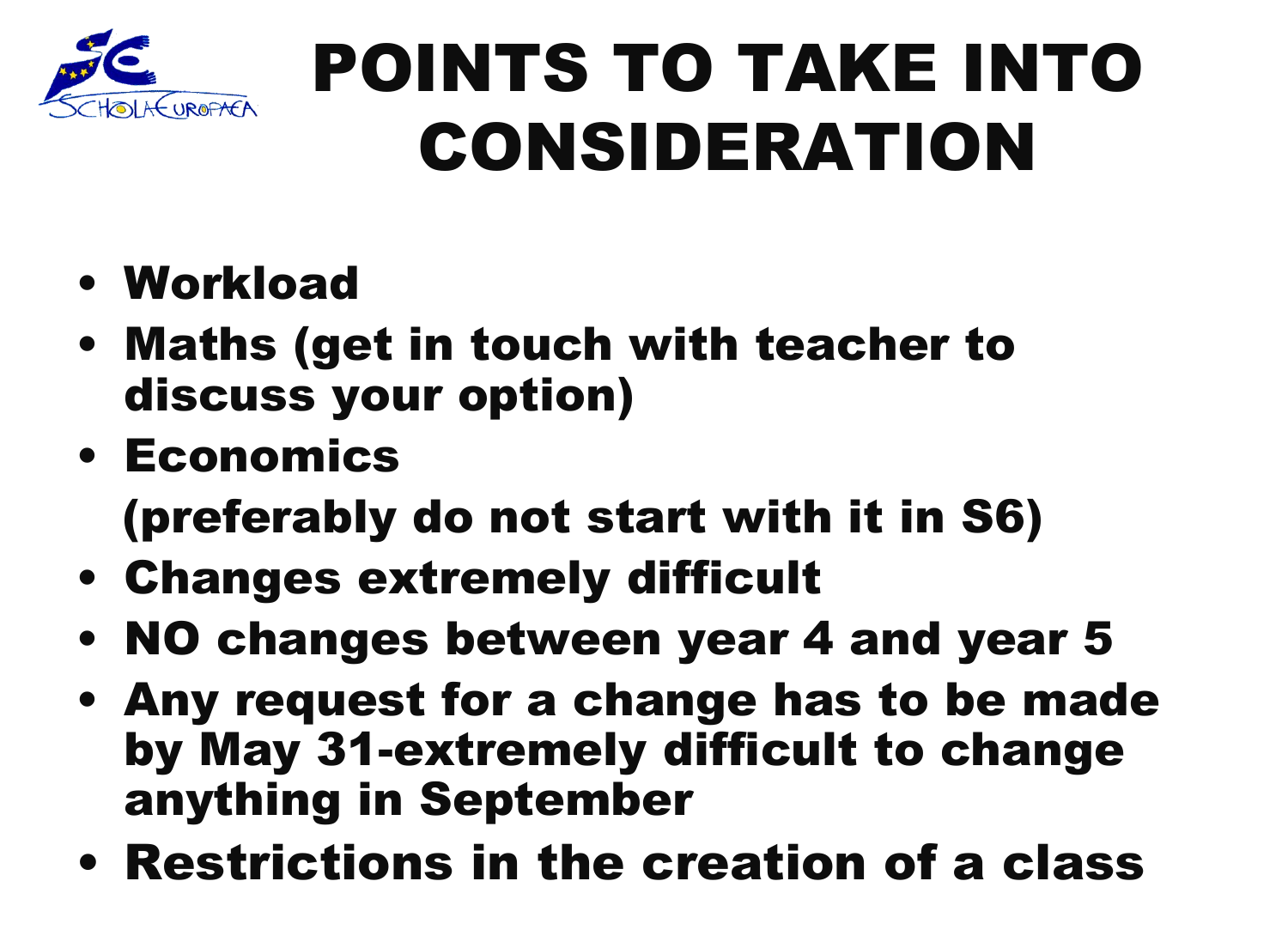# POINTS TO TAKE INTO CONSIDERATION

- Workload
- Maths (get in touch with teacher to discuss your option)
- Economics

  (preferably do not start with it in S6)
- Changes extremely difficult
- NO changes between year 4 and year 5
- Any request for a change has to be made by May 31-extremely difficult to change anything in September
- Restrictions in the creation of a class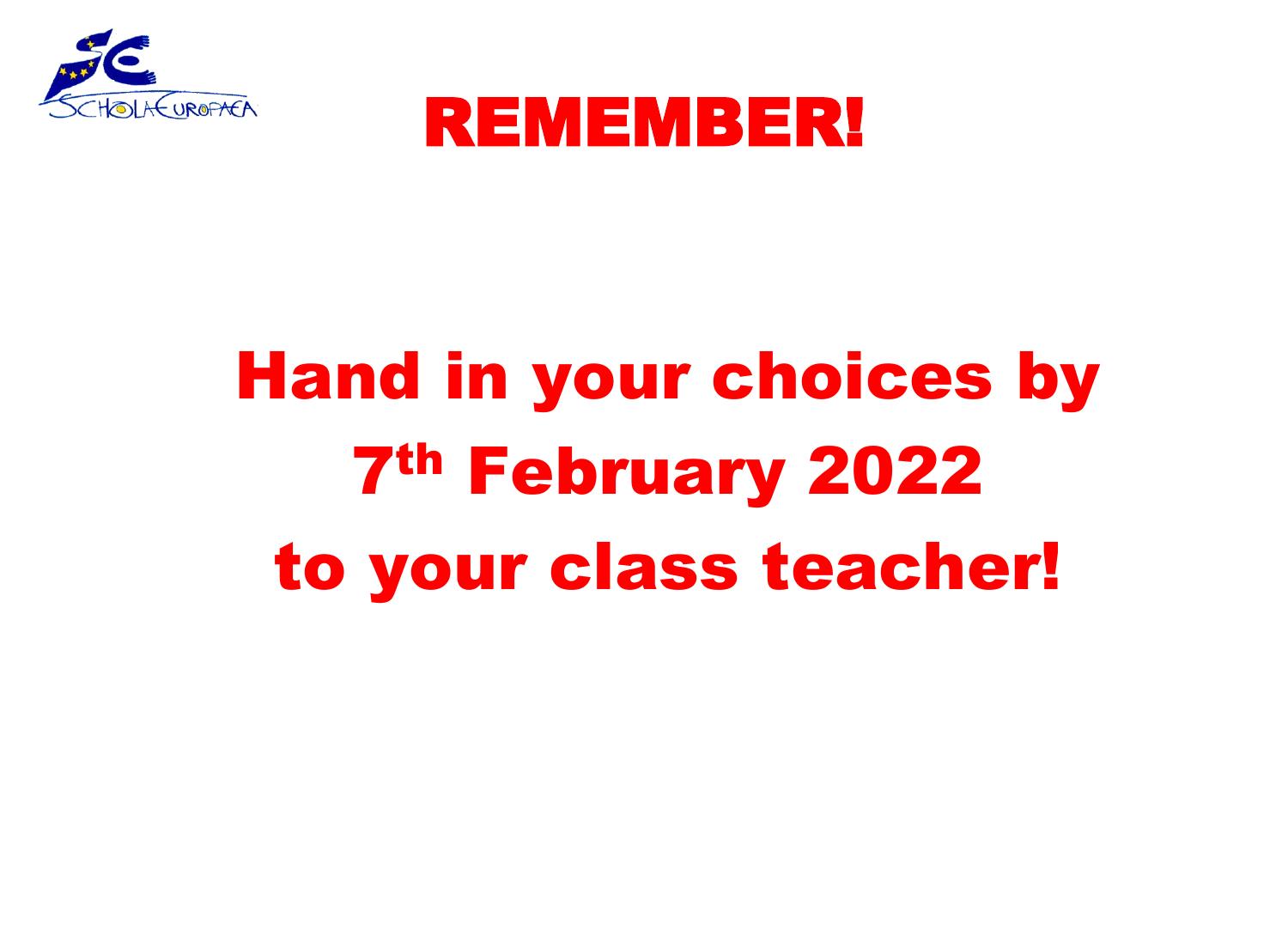# REMEMBER!

**Hand in your choices by 7th February 2022 to your class teacher!**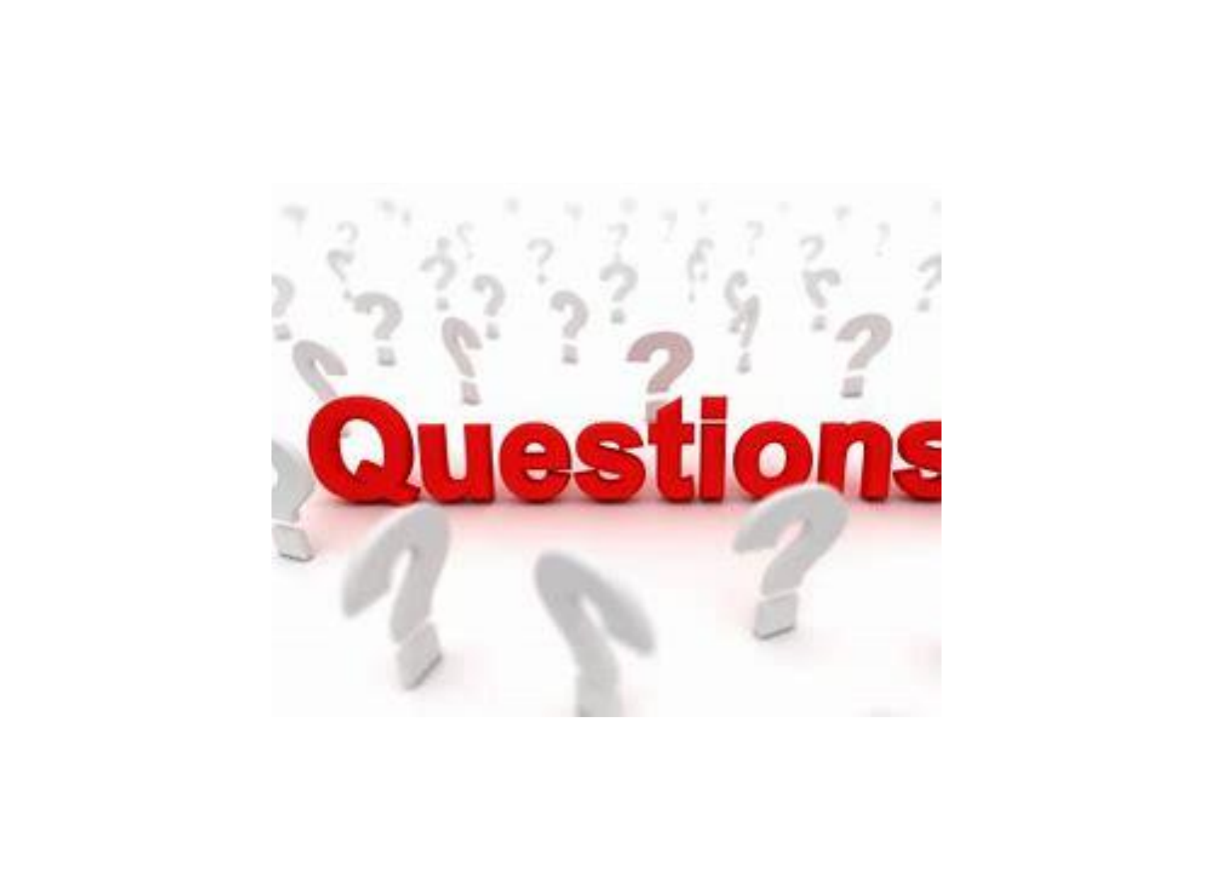Questions